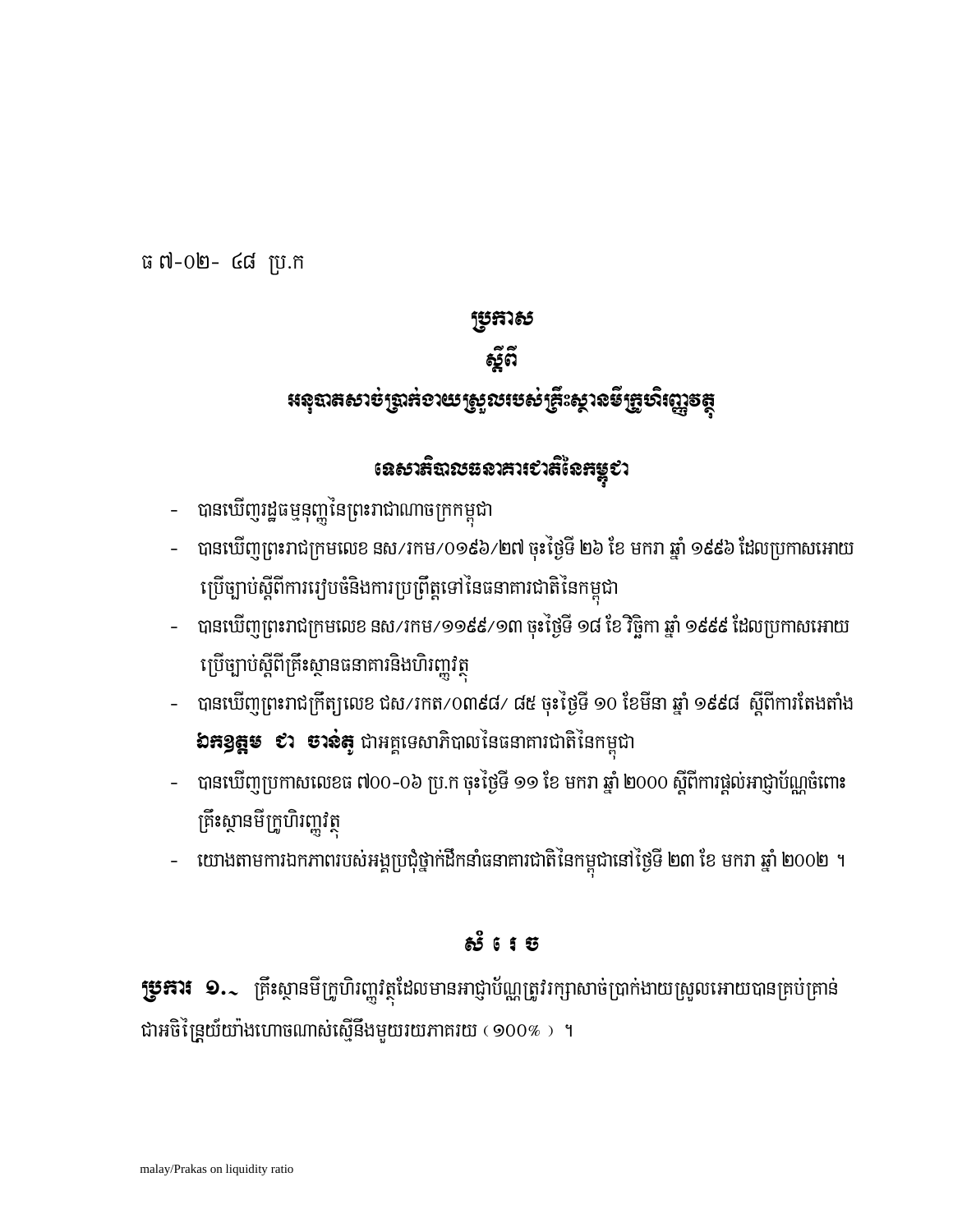ធ ៧-០២- ៤៨ ប្រ.ក

# ប្រកាស

## ស្តីពី

## អនុបាតសាច់ប្រាក់ងាយស្រួលរបស់គ្រឹះស្ថានមីក្រូហិរញ្ញវត្ថុ

### ទេសាភិបាលធនាគារជាតិនៃកម្ពុជា

- បានឃើញរដ្ឋធម្មនុញ្ញនៃព្រះរាជាណាចក្រកម្ពុជា
- បានឃើញព្រះរាជក្រមលេខ នស/រកម/០១៩៦/២៧ ចុះថ្ងៃទី ២៦ ខែ មករា ឆ្នាំ ១៩៩៦ ដែលប្រកាសអោយប្រើច្បាប់ស្តីពីការរៀបចំនិងការប្រព្រឹត្តទៅនៃធនាគារជាតិនៃកម្ពុជា
- បានឃើញព្រះរាជក្រមលេខ នស/រកម/១១៩៩/១៣ ចុះថ្ងៃទី ១៨ ខែ វិច្ឆិកា ឆ្នាំ ១៩៩៩ ដែលប្រកាសអោយប្រើច្បាប់ស្តីពីគ្រឹះស្ថានធនាគារនិងហិរញ្ញវត្ថុ
- បានឃើញព្រះរាជក្រឹត្យលេខ ជស/រកត/០៣៩៨/ ៨៥ ចុះថ្ងៃទី ១០ ខែមីនា ឆ្នាំ ១៩៩៨ ស្តីពីការតែងតាំង **ឯកឧត្តម ជា ចាន់តូ** ជាអគ្គទេសាភិបាលនៃធនាគារជាតិនៃកម្ពុជា
- បានឃើញប្រកាសលេខធ ៧០០-០៦ ប្រ.ក ចុះថ្ងៃទី ១១ ខែ មករា ឆ្នាំ ២០០០ ស្តីពីការផ្តល់អាជ្ញាប័ណ្ណចំពោះគ្រឹះស្ថានមីក្រូហិរញ្ញវត្ថុ
- យោងតាមការឯកភាពរបស់អង្គប្រជុំថ្នាក់ដឹកនាំធនាគារជាតិនៃកម្ពុជានៅថ្ងៃទី ២៣ ខែ មករា ឆ្នាំ ២០០២ ។

### សំរេច

**ប្រការ ១.-** គ្រឹះស្ថានមីក្រូហិរញ្ញវត្ថុដែលមានអាជ្ញាប័ណ្ណត្រូវរក្សាសាច់ប្រាក់ងាយស្រួលអោយបានគ្រប់គ្រាន់ជាអចិន្ត្រៃយ៍យ៉ាងហោចណាស់ស្មើនឹងមួយរយភាគរយ ( ១០០% ) ។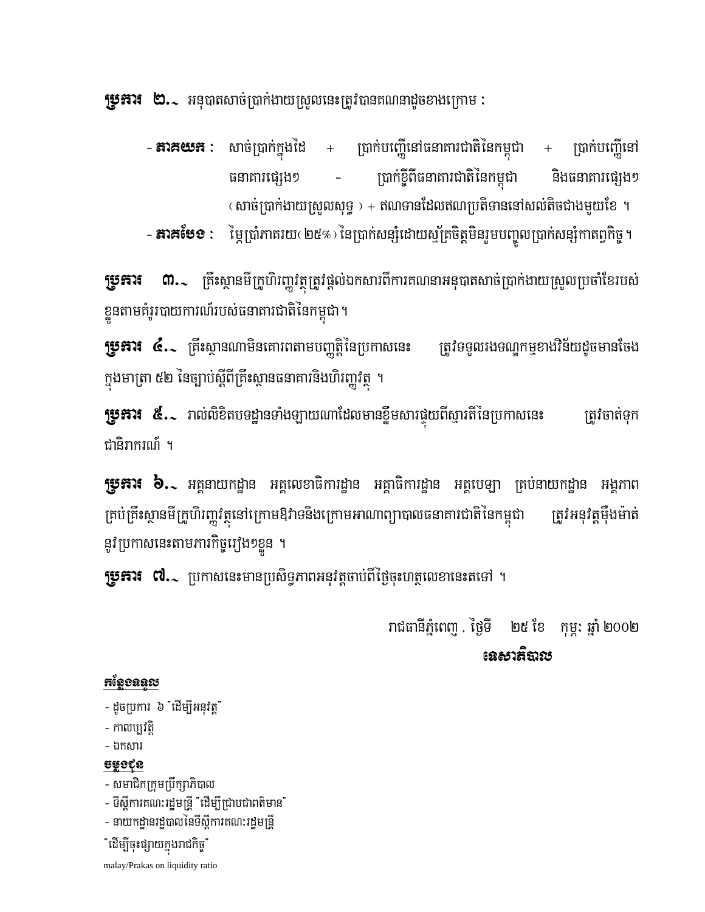**ប្រការ ២.** ៈ អនុបាតសាច់ប្រាក់ងាយស្រួលនេះត្រូវបានគណនាដូចខាងក្រោម ៈ

- **ភាគយក** ៈ សាច់ប្រាក់ក្នុងដៃ + ប្រាក់បញ្ញើនៅធនាគារជាតិនៃកម្ពុជា + ប្រាក់បញ្ញើនៅធនាគារផ្សេងៗ - ប្រាក់ខ្ចីពីធនាគារជាតិនៃកម្ពុជា និងធនាគារផ្សេងៗ (សាច់ប្រាក់ងាយស្រួលសុទ្ធ) + ឥណទានដែលឥណប្រតិទាននៅសល់តិចជាងមួយខែ ។
- **ភាគបែង** ៈ ម្ភៃប្រាំភាគរយ (២៥%) នៃប្រាក់សន្សំដោយស្ម័គ្រចិត្តមិនរួមបញ្ចូលប្រាក់សន្សំកាតព្វកិច្ច ។

**ប្រការ ៣.** ៈ គ្រឹះស្ថានមីក្រូហិរញ្ញវត្ថុត្រូវផ្តល់ឯកសារពីការគណនាអនុបាតសាច់ប្រាក់ងាយស្រួលប្រចាំខែរបស់ខ្លួនតាមគំរូរបាយការណ៍របស់ធនាគារជាតិនៃកម្ពុជា ។

**ប្រការ ៤.** ៈ គ្រឹះស្ថានណាមិនគោរពតាមបញ្ញត្តិនៃប្រកាសនេះ ត្រូវទទួលរងទណ្ឌកម្មខាងវិន័យដូចមានចែងក្នុងមាត្រា ៥២ នៃច្បាប់ស្តីពីគ្រឹះស្ថានធនាគារនិងហិរញ្ញវត្ថុ ។

**ប្រការ ៥.** ៈ រាល់លិខិតបទដ្ឋានទាំងឡាយណាដែលមានខ្លឹមសារផ្ទុយពីស្មារតីនៃប្រកាសនេះ ត្រូវចាត់ទុកជានិរាករណ៍ ។

**ប្រការ ៦.** ៈ អគ្គនាយកដ្ឋាន អគ្គលេខាធិការដ្ឋាន អគ្គាធិការដ្ឋាន អគ្គបេឡា គ្រប់នាយកដ្ឋាន អង្គភាព គ្រប់គ្រឹះស្ថានមីក្រូហិរញ្ញវត្ថុនៅក្រោមឱវាទនិងក្រោមអាណាព្យាបាលធនាគារជាតិនៃកម្ពុជា ត្រូវអនុវត្តម៉ឺងម៉ាត់នូវប្រកាសនេះតាមភារកិច្ចរៀងៗខ្លួន ។

**ប្រការ ៧.** ៈ ប្រកាសនេះមានប្រសិទ្ធភាពអនុវត្តចាប់ពីថ្ងៃចុះហត្ថលេខានេះតទៅ ។

រាជធានីភ្នំពេញ , ថ្ងៃទី ២៥ ខែ កុម្ភៈ ឆ្នាំ ២០០២

**ទេសាភិបាល**

**កន្លែងទទួល**

- ដូចប្រការ ៦ "ដើម្បីអនុវត្ត"
- កាលប្បវត្តិ
- ឯកសារ

**ចម្លងជូន**

- សមាជិកក្រុមប្រឹក្សាភិបាល
- ទីស្តីការគណៈរដ្ឋមន្ត្រី "ដើម្បីជ្រាបជាពត៌មាន"
- នាយកដ្ឋានរដ្ឋបាលនៃទីស្តីការគណៈរដ្ឋមន្ត្រី

"ដើម្បីចុះផ្សាយក្នុងរាជកិច្ច"

malay/Prakas on liquidity ratio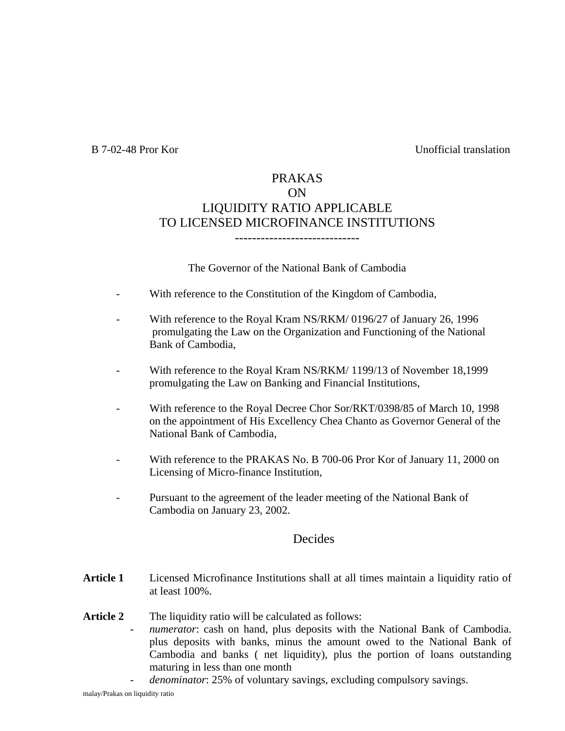B 7-02-48 Pror Kor Unofficial translation

# PRAKAS
# ON
# LIQUIDITY RATIO APPLICABLE
# TO LICENSED MICROFINANCE INSTITUTIONS

-----------------------------

The Governor of the National Bank of Cambodia

- With reference to the Constitution of the Kingdom of Cambodia,
- With reference to the Royal Kram NS/RKM/ 0196/27 of January 26, 1996 promulgating the Law on the Organization and Functioning of the National Bank of Cambodia,
- With reference to the Royal Kram NS/RKM/ 1199/13 of November 18,1999 promulgating the Law on Banking and Financial Institutions,
- With reference to the Royal Decree Chor Sor/RKT/0398/85 of March 10, 1998 on the appointment of His Excellency Chea Chanto as Governor General of the National Bank of Cambodia,
- With reference to the PRAKAS No. B 700-06 Pror Kor of January 11, 2000 on Licensing of Micro-finance Institution,
- Pursuant to the agreement of the leader meeting of the National Bank of Cambodia on January 23, 2002.

## Decides

**Article 1** Licensed Microfinance Institutions shall at all times maintain a liquidity ratio of at least 100%.

**Article 2** The liquidity ratio will be calculated as follows:

- *numerator*: cash on hand, plus deposits with the National Bank of Cambodia. plus deposits with banks, minus the amount owed to the National Bank of Cambodia and banks ( net liquidity), plus the portion of loans outstanding maturing in less than one month
- *denominator*: 25% of voluntary savings, excluding compulsory savings.

malay/Prakas on liquidity ratio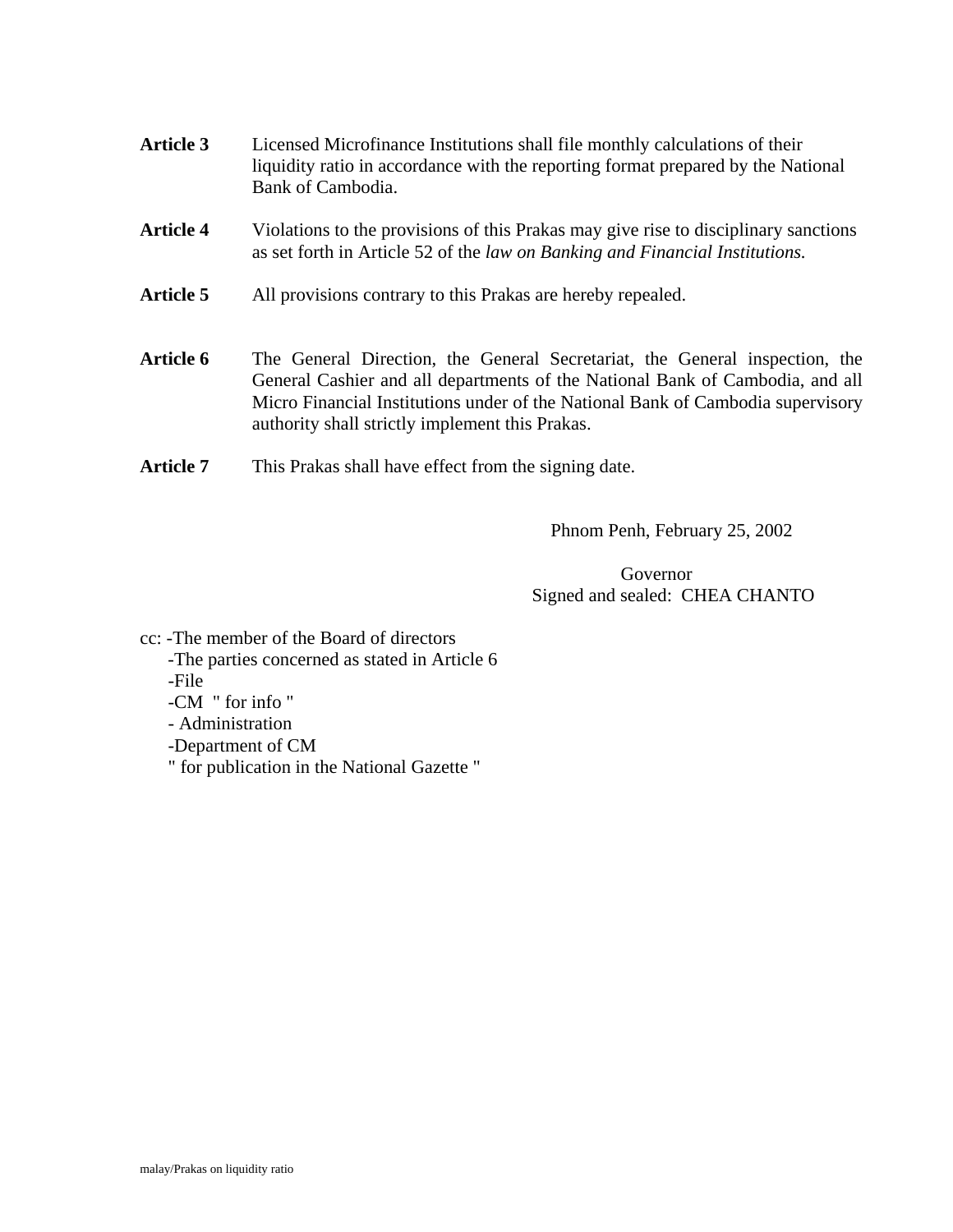**Article 3** Licensed Microfinance Institutions shall file monthly calculations of their liquidity ratio in accordance with the reporting format prepared by the National Bank of Cambodia.

**Article 4** Violations to the provisions of this Prakas may give rise to disciplinary sanctions as set forth in Article 52 of the *law on Banking and Financial Institutions.*

**Article 5** All provisions contrary to this Prakas are hereby repealed.

**Article 6** The General Direction, the General Secretariat, the General inspection, the General Cashier and all departments of the National Bank of Cambodia, and all Micro Financial Institutions under of the National Bank of Cambodia supervisory authority shall strictly implement this Prakas.

**Article 7** This Prakas shall have effect from the signing date.

Phnom Penh, February 25, 2002

Governor
Signed and sealed: CHEA CHANTO

cc: -The member of the Board of directors
-The parties concerned as stated in Article 6
-File
-CM " for info "
- Administration
-Department of CM
" for publication in the National Gazette "

malay/Prakas on liquidity ratio